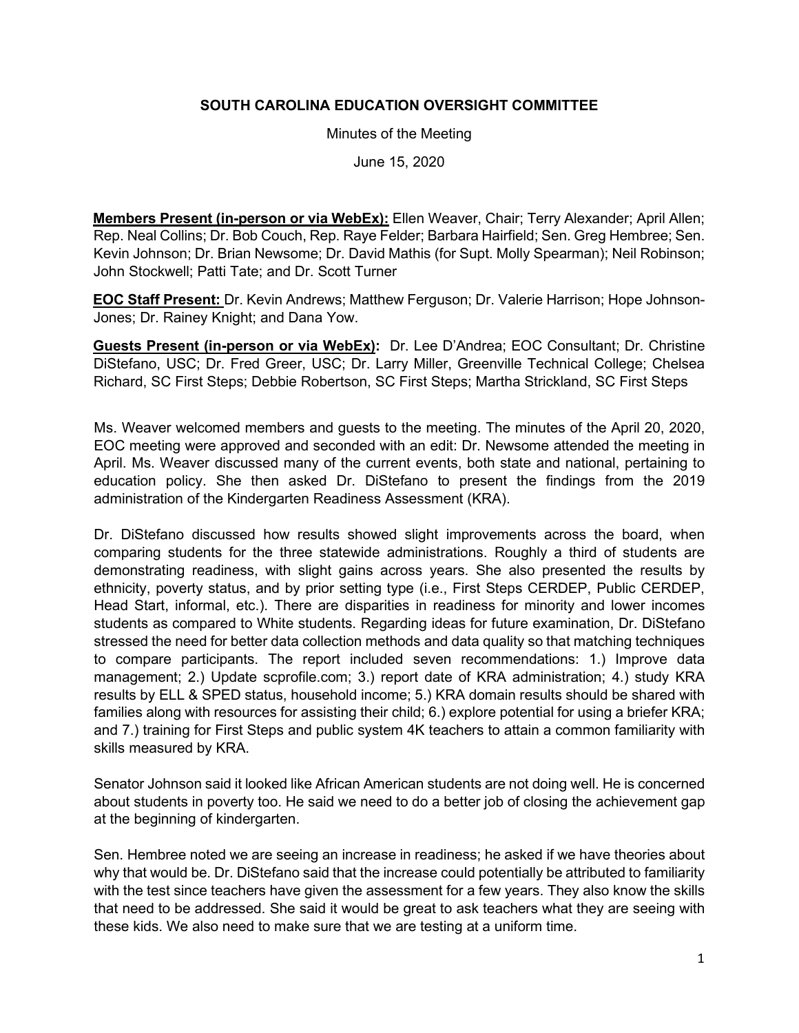**SOUTH CAROLINA EDUCATION OVERSIGHT COMMITTEE**

Minutes of the Meeting

June 15, 2020

**Members Present (in-person or via WebEx):** Ellen Weaver, Chair; Terry Alexander; April Allen; Rep. Neal Collins; Dr. Bob Couch, Rep. Raye Felder; Barbara Hairfield; Sen. Greg Hembree; Sen. Kevin Johnson; Dr. Brian Newsome; Dr. David Mathis (for Supt. Molly Spearman); Neil Robinson; John Stockwell; Patti Tate; and Dr. Scott Turner

**EOC Staff Present:** Dr. Kevin Andrews; Matthew Ferguson; Dr. Valerie Harrison; Hope Johnson-Jones; Dr. Rainey Knight; and Dana Yow.

**Guests Present (in-person or via WebEx):** Dr. Lee D'Andrea; EOC Consultant; Dr. Christine DiStefano, USC; Dr. Fred Greer, USC; Dr. Larry Miller, Greenville Technical College; Chelsea Richard, SC First Steps; Debbie Robertson, SC First Steps; Martha Strickland, SC First Steps

Ms. Weaver welcomed members and guests to the meeting. The minutes of the April 20, 2020, EOC meeting were approved and seconded with an edit: Dr. Newsome attended the meeting in April. Ms. Weaver discussed many of the current events, both state and national, pertaining to education policy. She then asked Dr. DiStefano to present the findings from the 2019 administration of the Kindergarten Readiness Assessment (KRA).

Dr. DiStefano discussed how results showed slight improvements across the board, when comparing students for the three statewide administrations. Roughly a third of students are demonstrating readiness, with slight gains across years. She also presented the results by ethnicity, poverty status, and by prior setting type (i.e., First Steps CERDEP, Public CERDEP, Head Start, informal, etc.). There are disparities in readiness for minority and lower incomes students as compared to White students. Regarding ideas for future examination, Dr. DiStefano stressed the need for better data collection methods and data quality so that matching techniques to compare participants. The report included seven recommendations: 1.) Improve data management; 2.) Update scprofile.com; 3.) report date of KRA administration; 4.) study KRA results by ELL & SPED status, household income; 5.) KRA domain results should be shared with families along with resources for assisting their child; 6.) explore potential for using a briefer KRA; and 7.) training for First Steps and public system 4K teachers to attain a common familiarity with skills measured by KRA.

Senator Johnson said it looked like African American students are not doing well. He is concerned about students in poverty too. He said we need to do a better job of closing the achievement gap at the beginning of kindergarten.

Sen. Hembree noted we are seeing an increase in readiness; he asked if we have theories about why that would be. Dr. DiStefano said that the increase could potentially be attributed to familiarity with the test since teachers have given the assessment for a few years. They also know the skills that need to be addressed. She said it would be great to ask teachers what they are seeing with these kids. We also need to make sure that we are testing at a uniform time.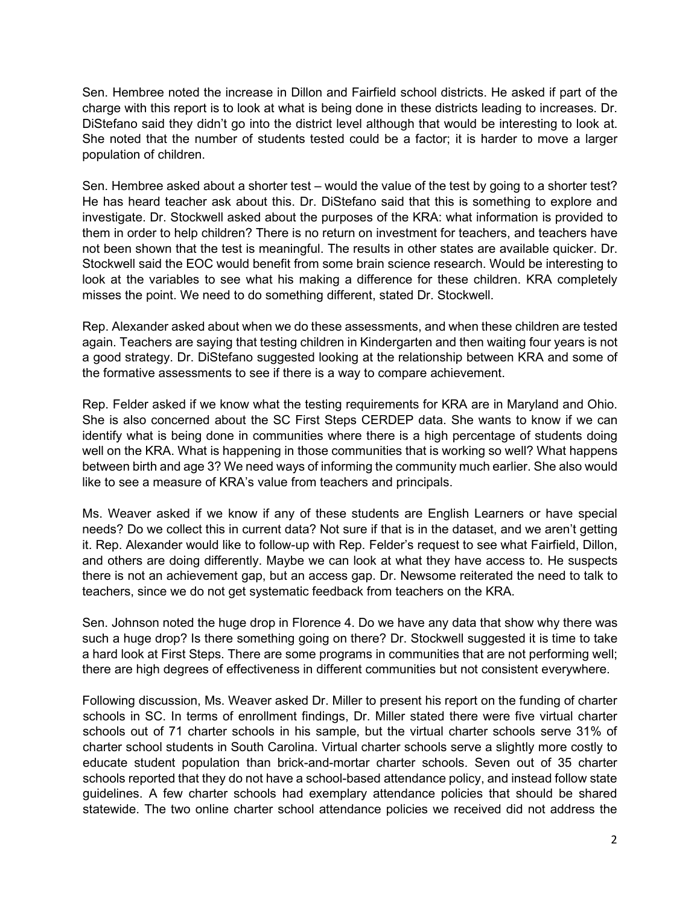Sen. Hembree noted the increase in Dillon and Fairfield school districts. He asked if part of the charge with this report is to look at what is being done in these districts leading to increases. Dr. DiStefano said they didn't go into the district level although that would be interesting to look at. She noted that the number of students tested could be a factor; it is harder to move a larger population of children.

Sen. Hembree asked about a shorter test – would the value of the test by going to a shorter test? He has heard teacher ask about this. Dr. DiStefano said that this is something to explore and investigate. Dr. Stockwell asked about the purposes of the KRA: what information is provided to them in order to help children? There is no return on investment for teachers, and teachers have not been shown that the test is meaningful. The results in other states are available quicker. Dr. Stockwell said the EOC would benefit from some brain science research. Would be interesting to look at the variables to see what his making a difference for these children. KRA completely misses the point. We need to do something different, stated Dr. Stockwell.

Rep. Alexander asked about when we do these assessments, and when these children are tested again. Teachers are saying that testing children in Kindergarten and then waiting four years is not a good strategy. Dr. DiStefano suggested looking at the relationship between KRA and some of the formative assessments to see if there is a way to compare achievement.

Rep. Felder asked if we know what the testing requirements for KRA are in Maryland and Ohio. She is also concerned about the SC First Steps CERDEP data. She wants to know if we can identify what is being done in communities where there is a high percentage of students doing well on the KRA. What is happening in those communities that is working so well? What happens between birth and age 3? We need ways of informing the community much earlier. She also would like to see a measure of KRA's value from teachers and principals.

Ms. Weaver asked if we know if any of these students are English Learners or have special needs? Do we collect this in current data? Not sure if that is in the dataset, and we aren't getting it. Rep. Alexander would like to follow-up with Rep. Felder's request to see what Fairfield, Dillon, and others are doing differently. Maybe we can look at what they have access to. He suspects there is not an achievement gap, but an access gap. Dr. Newsome reiterated the need to talk to teachers, since we do not get systematic feedback from teachers on the KRA.

Sen. Johnson noted the huge drop in Florence 4. Do we have any data that show why there was such a huge drop? Is there something going on there? Dr. Stockwell suggested it is time to take a hard look at First Steps. There are some programs in communities that are not performing well; there are high degrees of effectiveness in different communities but not consistent everywhere.

Following discussion, Ms. Weaver asked Dr. Miller to present his report on the funding of charter schools in SC. In terms of enrollment findings, Dr. Miller stated there were five virtual charter schools out of 71 charter schools in his sample, but the virtual charter schools serve 31% of charter school students in South Carolina. Virtual charter schools serve a slightly more costly to educate student population than brick-and-mortar charter schools. Seven out of 35 charter schools reported that they do not have a school-based attendance policy, and instead follow state guidelines. A few charter schools had exemplary attendance policies that should be shared statewide. The two online charter school attendance policies we received did not address the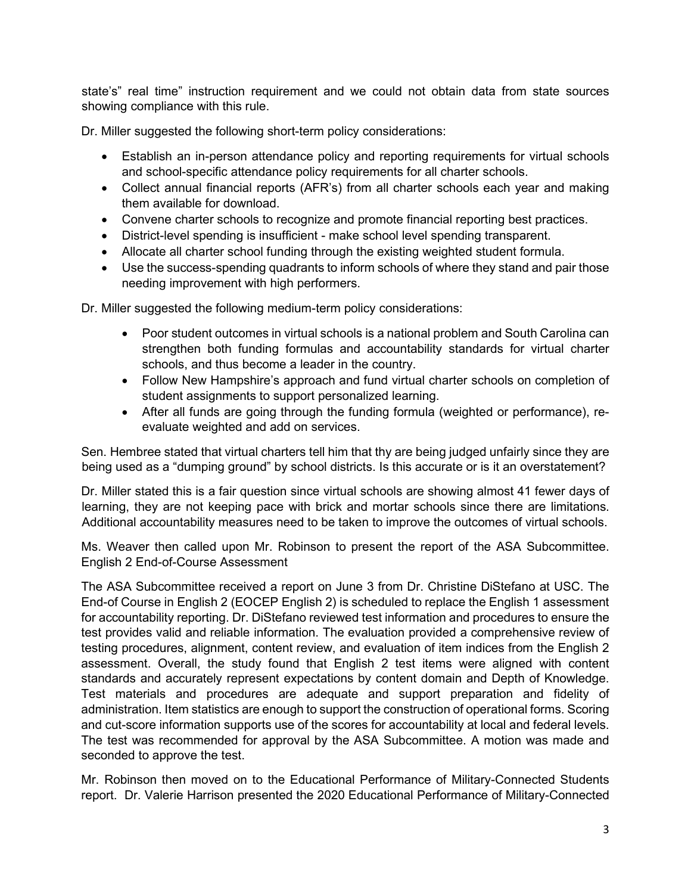state's" real time" instruction requirement and we could not obtain data from state sources showing compliance with this rule.

Dr. Miller suggested the following short-term policy considerations:

- Establish an in-person attendance policy and reporting requirements for virtual schools and school-specific attendance policy requirements for all charter schools.
- Collect annual financial reports (AFR's) from all charter schools each year and making them available for download.
- Convene charter schools to recognize and promote financial reporting best practices.
- District-level spending is insufficient - make school level spending transparent.
- Allocate all charter school funding through the existing weighted student formula.
- Use the success-spending quadrants to inform schools of where they stand and pair those needing improvement with high performers.

Dr. Miller suggested the following medium-term policy considerations:

- Poor student outcomes in virtual schools is a national problem and South Carolina can strengthen both funding formulas and accountability standards for virtual charter schools, and thus become a leader in the country.
- Follow New Hampshire's approach and fund virtual charter schools on completion of student assignments to support personalized learning.
- After all funds are going through the funding formula (weighted or performance), re-evaluate weighted and add on services.

Sen. Hembree stated that virtual charters tell him that thy are being judged unfairly since they are being used as a "dumping ground" by school districts. Is this accurate or is it an overstatement?

Dr. Miller stated this is a fair question since virtual schools are showing almost 41 fewer days of learning, they are not keeping pace with brick and mortar schools since there are limitations. Additional accountability measures need to be taken to improve the outcomes of virtual schools.

Ms. Weaver then called upon Mr. Robinson to present the report of the ASA Subcommittee. English 2 End-of-Course Assessment

The ASA Subcommittee received a report on June 3 from Dr. Christine DiStefano at USC. The End-of Course in English 2 (EOCEP English 2) is scheduled to replace the English 1 assessment for accountability reporting. Dr. DiStefano reviewed test information and procedures to ensure the test provides valid and reliable information. The evaluation provided a comprehensive review of testing procedures, alignment, content review, and evaluation of item indices from the English 2 assessment. Overall, the study found that English 2 test items were aligned with content standards and accurately represent expectations by content domain and Depth of Knowledge. Test materials and procedures are adequate and support preparation and fidelity of administration. Item statistics are enough to support the construction of operational forms. Scoring and cut-score information supports use of the scores for accountability at local and federal levels. The test was recommended for approval by the ASA Subcommittee. A motion was made and seconded to approve the test.

Mr. Robinson then moved on to the Educational Performance of Military-Connected Students report. Dr. Valerie Harrison presented the 2020 Educational Performance of Military-Connected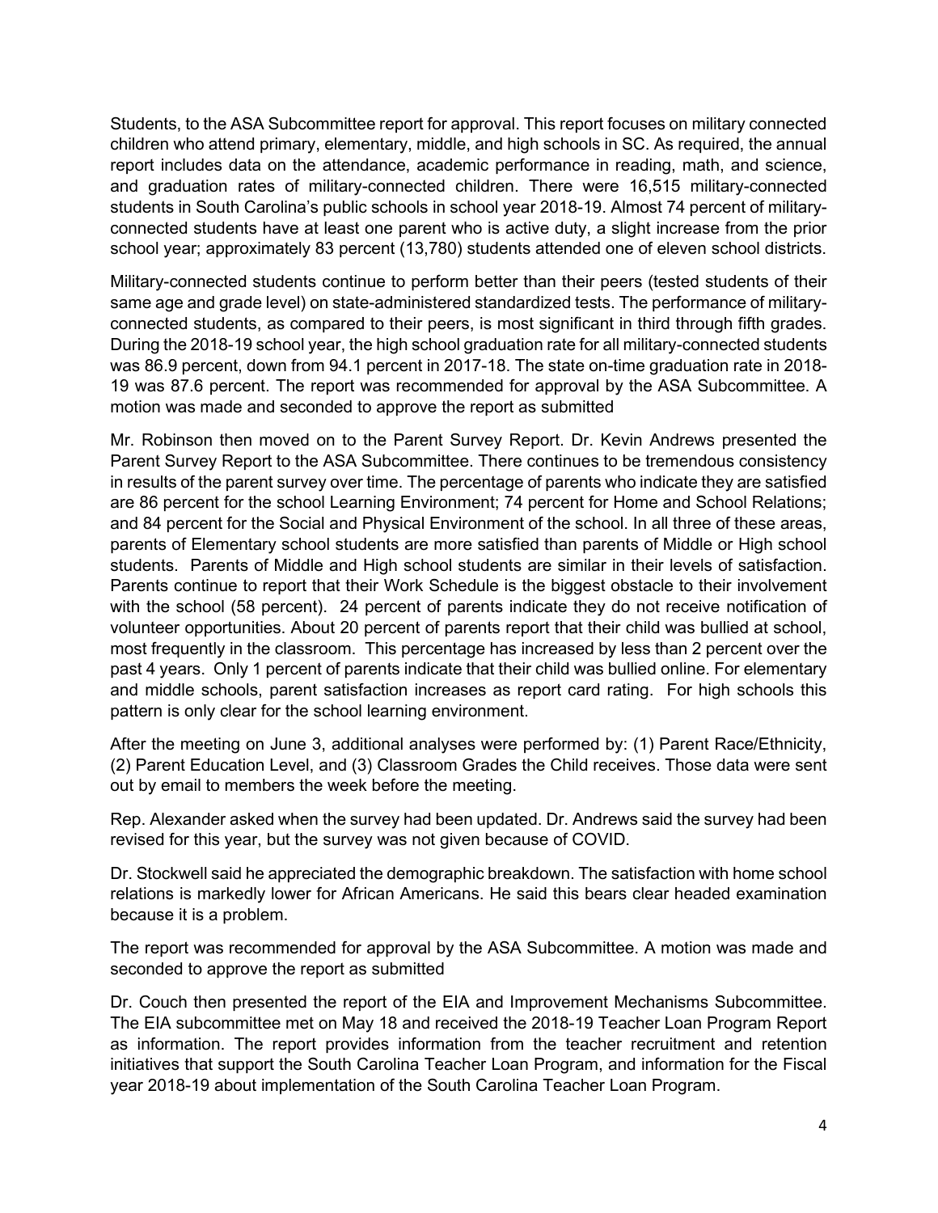Students, to the ASA Subcommittee report for approval. This report focuses on military connected children who attend primary, elementary, middle, and high schools in SC. As required, the annual report includes data on the attendance, academic performance in reading, math, and science, and graduation rates of military-connected children. There were 16,515 military-connected students in South Carolina's public schools in school year 2018-19. Almost 74 percent of military-connected students have at least one parent who is active duty, a slight increase from the prior school year; approximately 83 percent (13,780) students attended one of eleven school districts.

Military-connected students continue to perform better than their peers (tested students of their same age and grade level) on state-administered standardized tests. The performance of military-connected students, as compared to their peers, is most significant in third through fifth grades. During the 2018-19 school year, the high school graduation rate for all military-connected students was 86.9 percent, down from 94.1 percent in 2017-18. The state on-time graduation rate in 2018-19 was 87.6 percent. The report was recommended for approval by the ASA Subcommittee. A motion was made and seconded to approve the report as submitted

Mr. Robinson then moved on to the Parent Survey Report. Dr. Kevin Andrews presented the Parent Survey Report to the ASA Subcommittee. There continues to be tremendous consistency in results of the parent survey over time. The percentage of parents who indicate they are satisfied are 86 percent for the school Learning Environment; 74 percent for Home and School Relations; and 84 percent for the Social and Physical Environment of the school. In all three of these areas, parents of Elementary school students are more satisfied than parents of Middle or High school students. Parents of Middle and High school students are similar in their levels of satisfaction. Parents continue to report that their Work Schedule is the biggest obstacle to their involvement with the school (58 percent). 24 percent of parents indicate they do not receive notification of volunteer opportunities. About 20 percent of parents report that their child was bullied at school, most frequently in the classroom. This percentage has increased by less than 2 percent over the past 4 years. Only 1 percent of parents indicate that their child was bullied online. For elementary and middle schools, parent satisfaction increases as report card rating. For high schools this pattern is only clear for the school learning environment.

After the meeting on June 3, additional analyses were performed by: (1) Parent Race/Ethnicity, (2) Parent Education Level, and (3) Classroom Grades the Child receives. Those data were sent out by email to members the week before the meeting.

Rep. Alexander asked when the survey had been updated. Dr. Andrews said the survey had been revised for this year, but the survey was not given because of COVID.

Dr. Stockwell said he appreciated the demographic breakdown. The satisfaction with home school relations is markedly lower for African Americans. He said this bears clear headed examination because it is a problem.

The report was recommended for approval by the ASA Subcommittee. A motion was made and seconded to approve the report as submitted

Dr. Couch then presented the report of the EIA and Improvement Mechanisms Subcommittee. The EIA subcommittee met on May 18 and received the 2018-19 Teacher Loan Program Report as information. The report provides information from the teacher recruitment and retention initiatives that support the South Carolina Teacher Loan Program, and information for the Fiscal year 2018-19 about implementation of the South Carolina Teacher Loan Program.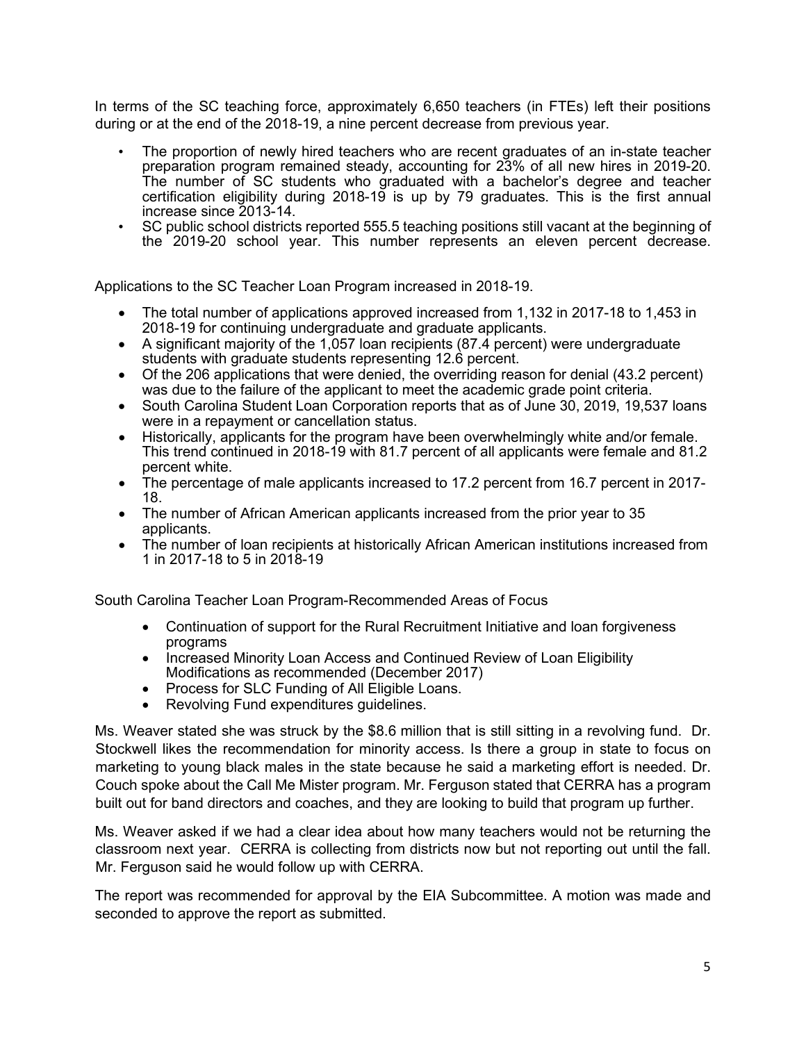In terms of the SC teaching force, approximately 6,650 teachers (in FTEs) left their positions during or at the end of the 2018-19, a nine percent decrease from previous year.

- The proportion of newly hired teachers who are recent graduates of an in-state teacher preparation program remained steady, accounting for 23% of all new hires in 2019-20. The number of SC students who graduated with a bachelor's degree and teacher certification eligibility during 2018-19 is up by 79 graduates. This is the first annual increase since 2013-14.
- SC public school districts reported 555.5 teaching positions still vacant at the beginning of the 2019-20 school year. This number represents an eleven percent decrease.

Applications to the SC Teacher Loan Program increased in 2018-19.

- The total number of applications approved increased from 1,132 in 2017-18 to 1,453 in 2018-19 for continuing undergraduate and graduate applicants.
- A significant majority of the 1,057 loan recipients (87.4 percent) were undergraduate students with graduate students representing 12.6 percent.
- Of the 206 applications that were denied, the overriding reason for denial (43.2 percent) was due to the failure of the applicant to meet the academic grade point criteria.
- South Carolina Student Loan Corporation reports that as of June 30, 2019, 19,537 loans were in a repayment or cancellation status.
- Historically, applicants for the program have been overwhelmingly white and/or female. This trend continued in 2018-19 with 81.7 percent of all applicants were female and 81.2 percent white.
- The percentage of male applicants increased to 17.2 percent from 16.7 percent in 2017-18.
- The number of African American applicants increased from the prior year to 35 applicants.
- The number of loan recipients at historically African American institutions increased from 1 in 2017-18 to 5 in 2018-19

South Carolina Teacher Loan Program-Recommended Areas of Focus

- Continuation of support for the Rural Recruitment Initiative and loan forgiveness programs
- Increased Minority Loan Access and Continued Review of Loan Eligibility Modifications as recommended (December 2017)
- Process for SLC Funding of All Eligible Loans.
- Revolving Fund expenditures guidelines.

Ms. Weaver stated she was struck by the $8.6 million that is still sitting in a revolving fund. Dr. Stockwell likes the recommendation for minority access. Is there a group in state to focus on marketing to young black males in the state because he said a marketing effort is needed. Dr. Couch spoke about the Call Me Mister program. Mr. Ferguson stated that CERRA has a program built out for band directors and coaches, and they are looking to build that program up further.

Ms. Weaver asked if we had a clear idea about how many teachers would not be returning the classroom next year. CERRA is collecting from districts now but not reporting out until the fall. Mr. Ferguson said he would follow up with CERRA.

The report was recommended for approval by the EIA Subcommittee. A motion was made and seconded to approve the report as submitted.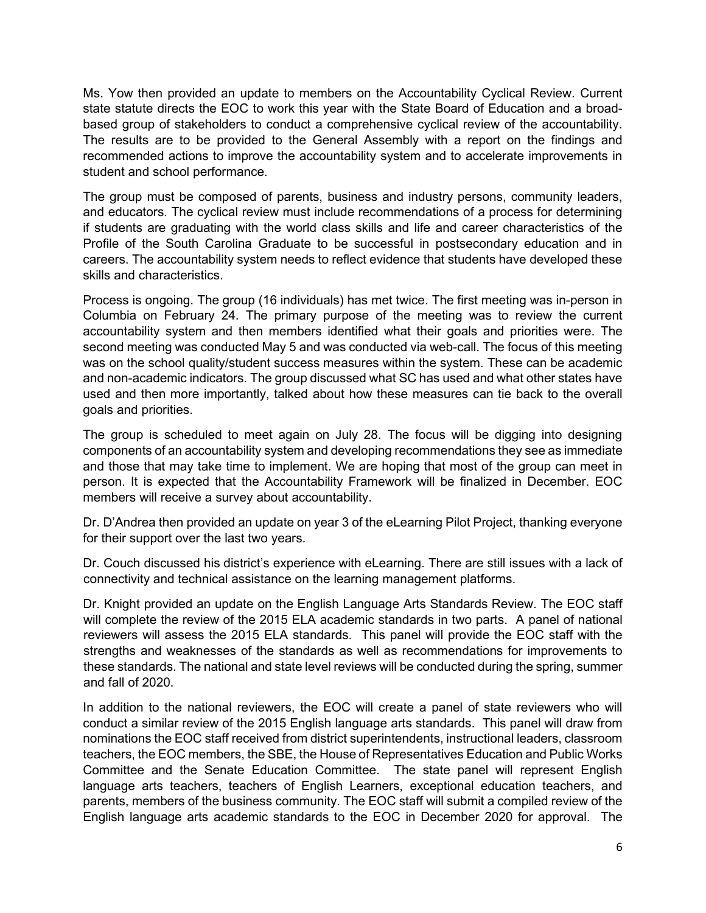Ms. Yow then provided an update to members on the Accountability Cyclical Review. Current state statute directs the EOC to work this year with the State Board of Education and a broad-based group of stakeholders to conduct a comprehensive cyclical review of the accountability. The results are to be provided to the General Assembly with a report on the findings and recommended actions to improve the accountability system and to accelerate improvements in student and school performance.

The group must be composed of parents, business and industry persons, community leaders, and educators. The cyclical review must include recommendations of a process for determining if students are graduating with the world class skills and life and career characteristics of the Profile of the South Carolina Graduate to be successful in postsecondary education and in careers. The accountability system needs to reflect evidence that students have developed these skills and characteristics.

Process is ongoing. The group (16 individuals) has met twice. The first meeting was in-person in Columbia on February 24. The primary purpose of the meeting was to review the current accountability system and then members identified what their goals and priorities were. The second meeting was conducted May 5 and was conducted via web-call. The focus of this meeting was on the school quality/student success measures within the system. These can be academic and non-academic indicators. The group discussed what SC has used and what other states have used and then more importantly, talked about how these measures can tie back to the overall goals and priorities.

The group is scheduled to meet again on July 28. The focus will be digging into designing components of an accountability system and developing recommendations they see as immediate and those that may take time to implement. We are hoping that most of the group can meet in person. It is expected that the Accountability Framework will be finalized in December. EOC members will receive a survey about accountability.

Dr. D'Andrea then provided an update on year 3 of the eLearning Pilot Project, thanking everyone for their support over the last two years.

Dr. Couch discussed his district's experience with eLearning. There are still issues with a lack of connectivity and technical assistance on the learning management platforms.

Dr. Knight provided an update on the English Language Arts Standards Review. The EOC staff will complete the review of the 2015 ELA academic standards in two parts. A panel of national reviewers will assess the 2015 ELA standards. This panel will provide the EOC staff with the strengths and weaknesses of the standards as well as recommendations for improvements to these standards. The national and state level reviews will be conducted during the spring, summer and fall of 2020.

In addition to the national reviewers, the EOC will create a panel of state reviewers who will conduct a similar review of the 2015 English language arts standards. This panel will draw from nominations the EOC staff received from district superintendents, instructional leaders, classroom teachers, the EOC members, the SBE, the House of Representatives Education and Public Works Committee and the Senate Education Committee. The state panel will represent English language arts teachers, teachers of English Learners, exceptional education teachers, and parents, members of the business community. The EOC staff will submit a compiled review of the English language arts academic standards to the EOC in December 2020 for approval. The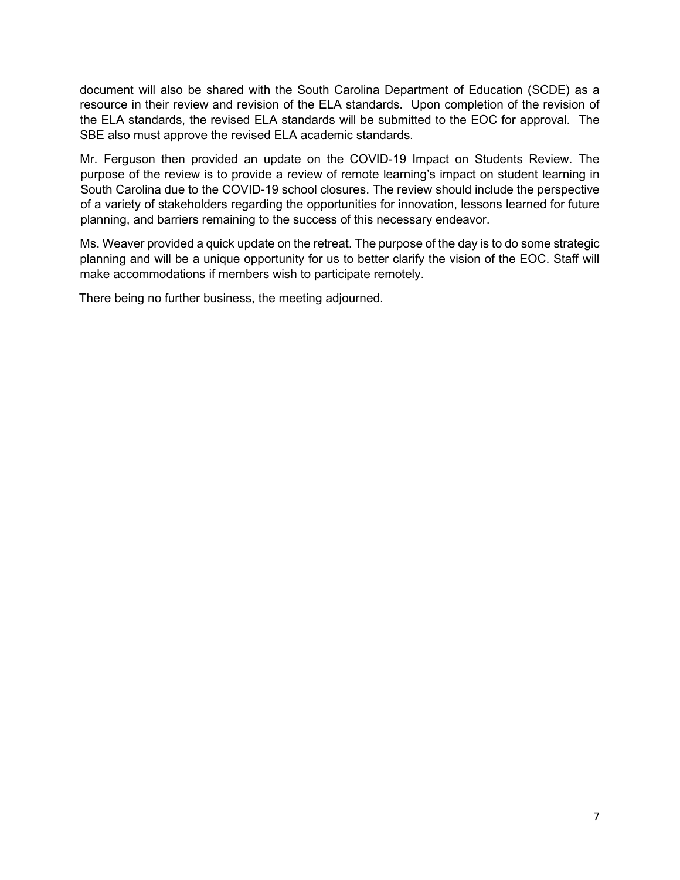document will also be shared with the South Carolina Department of Education (SCDE) as a resource in their review and revision of the ELA standards. Upon completion of the revision of the ELA standards, the revised ELA standards will be submitted to the EOC for approval. The SBE also must approve the revised ELA academic standards.

Mr. Ferguson then provided an update on the COVID-19 Impact on Students Review. The purpose of the review is to provide a review of remote learning's impact on student learning in South Carolina due to the COVID-19 school closures. The review should include the perspective of a variety of stakeholders regarding the opportunities for innovation, lessons learned for future planning, and barriers remaining to the success of this necessary endeavor.

Ms. Weaver provided a quick update on the retreat. The purpose of the day is to do some strategic planning and will be a unique opportunity for us to better clarify the vision of the EOC. Staff will make accommodations if members wish to participate remotely.

There being no further business, the meeting adjourned.